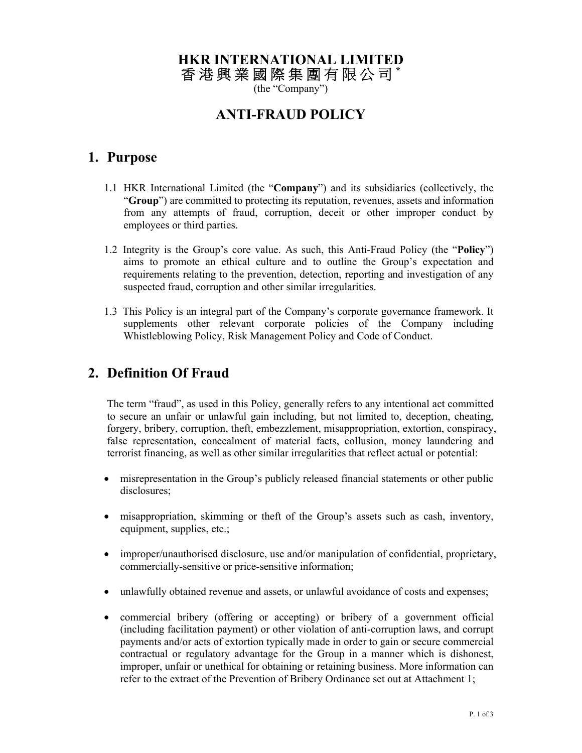# HKR INTERNATIONAL LIMITED
# 香港興業國際集團有限公司*

(the "Company")

## ANTI-FRAUD POLICY

## 1. Purpose

1.1 HKR International Limited (the "**Company**") and its subsidiaries (collectively, the "**Group**") are committed to protecting its reputation, revenues, assets and information from any attempts of fraud, corruption, deceit or other improper conduct by employees or third parties.

1.2 Integrity is the Group's core value. As such, this Anti-Fraud Policy (the "**Policy**") aims to promote an ethical culture and to outline the Group's expectation and requirements relating to the prevention, detection, reporting and investigation of any suspected fraud, corruption and other similar irregularities.

1.3 This Policy is an integral part of the Company's corporate governance framework. It supplements other relevant corporate policies of the Company including Whistleblowing Policy, Risk Management Policy and Code of Conduct.

## 2. Definition Of Fraud

The term "fraud", as used in this Policy, generally refers to any intentional act committed to secure an unfair or unlawful gain including, but not limited to, deception, cheating, forgery, bribery, corruption, theft, embezzlement, misappropriation, extortion, conspiracy, false representation, concealment of material facts, collusion, money laundering and terrorist financing, as well as other similar irregularities that reflect actual or potential:

- misrepresentation in the Group's publicly released financial statements or other public disclosures;
- misappropriation, skimming or theft of the Group's assets such as cash, inventory, equipment, supplies, etc.;
- improper/unauthorised disclosure, use and/or manipulation of confidential, proprietary, commercially-sensitive or price-sensitive information;
- unlawfully obtained revenue and assets, or unlawful avoidance of costs and expenses;
- commercial bribery (offering or accepting) or bribery of a government official (including facilitation payment) or other violation of anti-corruption laws, and corrupt payments and/or acts of extortion typically made in order to gain or secure commercial contractual or regulatory advantage for the Group in a manner which is dishonest, improper, unfair or unethical for obtaining or retaining business. More information can refer to the extract of the Prevention of Bribery Ordinance set out at Attachment 1;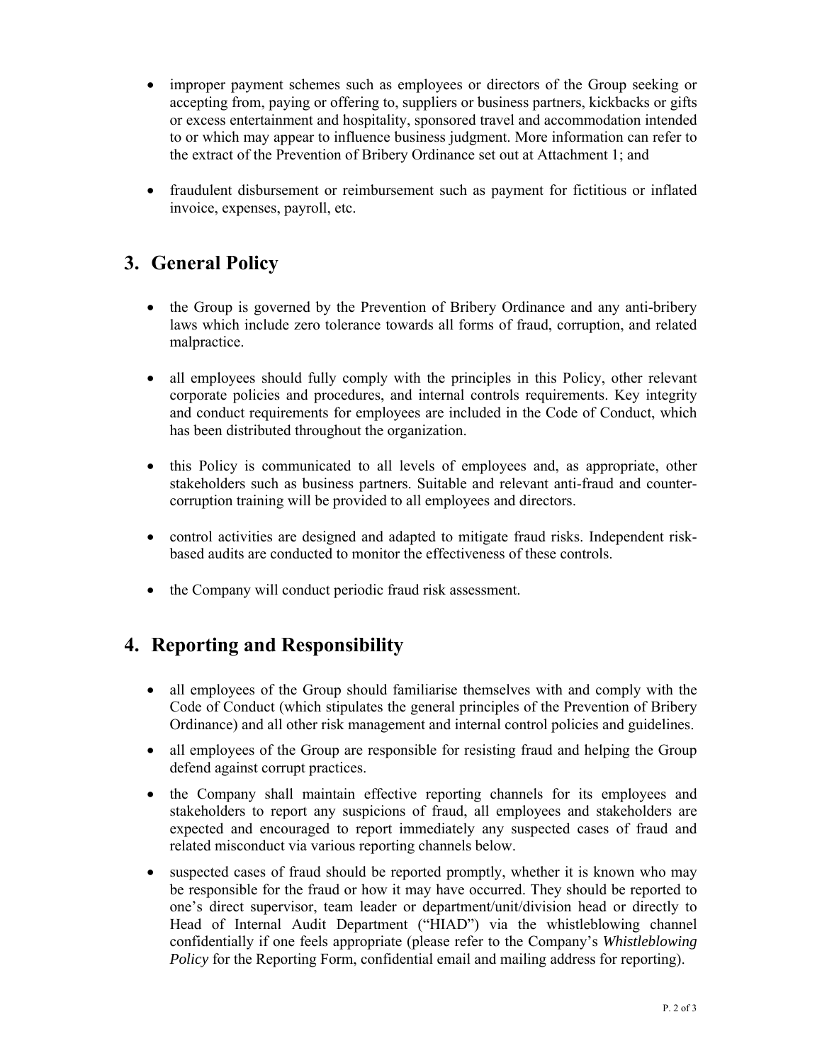- improper payment schemes such as employees or directors of the Group seeking or accepting from, paying or offering to, suppliers or business partners, kickbacks or gifts or excess entertainment and hospitality, sponsored travel and accommodation intended to or which may appear to influence business judgment. More information can refer to the extract of the Prevention of Bribery Ordinance set out at Attachment 1; and

- fraudulent disbursement or reimbursement such as payment for fictitious or inflated invoice, expenses, payroll, etc.

## 3. General Policy

- the Group is governed by the Prevention of Bribery Ordinance and any anti-bribery laws which include zero tolerance towards all forms of fraud, corruption, and related malpractice.

- all employees should fully comply with the principles in this Policy, other relevant corporate policies and procedures, and internal controls requirements. Key integrity and conduct requirements for employees are included in the Code of Conduct, which has been distributed throughout the organization.

- this Policy is communicated to all levels of employees and, as appropriate, other stakeholders such as business partners. Suitable and relevant anti-fraud and counter-corruption training will be provided to all employees and directors.

- control activities are designed and adapted to mitigate fraud risks. Independent risk-based audits are conducted to monitor the effectiveness of these controls.

- the Company will conduct periodic fraud risk assessment.

## 4. Reporting and Responsibility

- all employees of the Group should familiarise themselves with and comply with the Code of Conduct (which stipulates the general principles of the Prevention of Bribery Ordinance) and all other risk management and internal control policies and guidelines.
- all employees of the Group are responsible for resisting fraud and helping the Group defend against corrupt practices.
- the Company shall maintain effective reporting channels for its employees and stakeholders to report any suspicions of fraud, all employees and stakeholders are expected and encouraged to report immediately any suspected cases of fraud and related misconduct via various reporting channels below.
- suspected cases of fraud should be reported promptly, whether it is known who may be responsible for the fraud or how it may have occurred. They should be reported to one's direct supervisor, team leader or department/unit/division head or directly to Head of Internal Audit Department ("HIAD") via the whistleblowing channel confidentially if one feels appropriate (please refer to the Company's *Whistleblowing Policy* for the Reporting Form, confidential email and mailing address for reporting).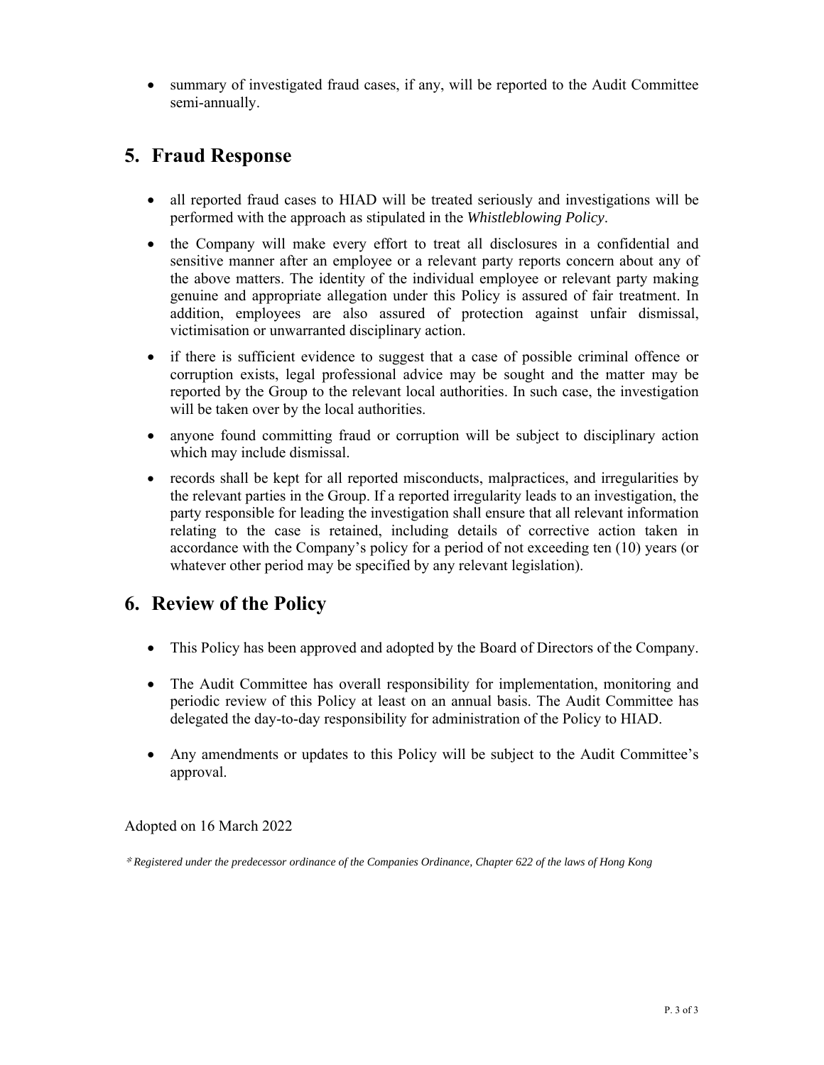- summary of investigated fraud cases, if any, will be reported to the Audit Committee semi-annually.

## 5. Fraud Response

- all reported fraud cases to HIAD will be treated seriously and investigations will be performed with the approach as stipulated in the *Whistleblowing Policy*.
- the Company will make every effort to treat all disclosures in a confidential and sensitive manner after an employee or a relevant party reports concern about any of the above matters. The identity of the individual employee or relevant party making genuine and appropriate allegation under this Policy is assured of fair treatment. In addition, employees are also assured of protection against unfair dismissal, victimisation or unwarranted disciplinary action.
- if there is sufficient evidence to suggest that a case of possible criminal offence or corruption exists, legal professional advice may be sought and the matter may be reported by the Group to the relevant local authorities. In such case, the investigation will be taken over by the local authorities.
- anyone found committing fraud or corruption will be subject to disciplinary action which may include dismissal.
- records shall be kept for all reported misconducts, malpractices, and irregularities by the relevant parties in the Group. If a reported irregularity leads to an investigation, the party responsible for leading the investigation shall ensure that all relevant information relating to the case is retained, including details of corrective action taken in accordance with the Company's policy for a period of not exceeding ten (10) years (or whatever other period may be specified by any relevant legislation).

## 6. Review of the Policy

- This Policy has been approved and adopted by the Board of Directors of the Company.
- The Audit Committee has overall responsibility for implementation, monitoring and periodic review of this Policy at least on an annual basis. The Audit Committee has delegated the day-to-day responsibility for administration of the Policy to HIAD.
- Any amendments or updates to this Policy will be subject to the Audit Committee's approval.

Adopted on 16 March 2022

*\* Registered under the predecessor ordinance of the Companies Ordinance, Chapter 622 of the laws of Hong Kong*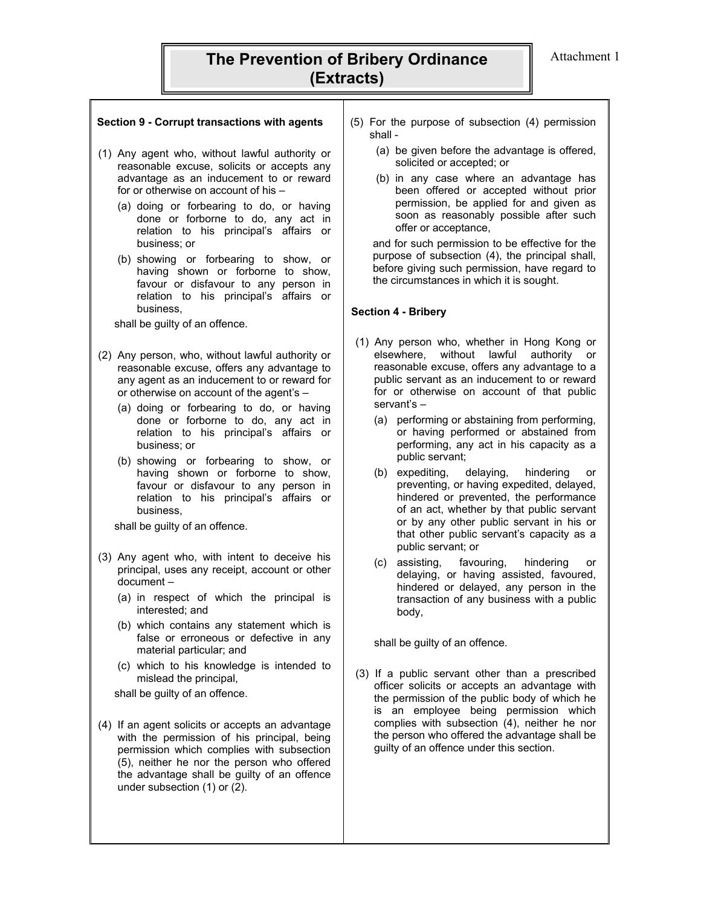Attachment 1

# The Prevention of Bribery Ordinance (Extracts)

### Section 9 - Corrupt transactions with agents

(1) Any agent who, without lawful authority or reasonable excuse, solicits or accepts any advantage as an inducement to or reward for or otherwise on account of his –

- (a) doing or forbearing to do, or having done or forborne to do, any act in relation to his principal's affairs or business; or
- (b) showing or forbearing to show, or having shown or forborne to show, favour or disfavour to any person in relation to his principal's affairs or business,

shall be guilty of an offence.

(2) Any person, who, without lawful authority or reasonable excuse, offers any advantage to any agent as an inducement to or reward for or otherwise on account of the agent's –

- (a) doing or forbearing to do, or having done or forborne to do, any act in relation to his principal's affairs or business; or
- (b) showing or forbearing to show, or having shown or forborne to show, favour or disfavour to any person in relation to his principal's affairs or business,

shall be guilty of an offence.

(3) Any agent who, with intent to deceive his principal, uses any receipt, account or other document –

- (a) in respect of which the principal is interested; and
- (b) which contains any statement which is false or erroneous or defective in any material particular; and
- (c) which to his knowledge is intended to mislead the principal,

shall be guilty of an offence.

(4) If an agent solicits or accepts an advantage with the permission of his principal, being permission which complies with subsection (5), neither he nor the person who offered the advantage shall be guilty of an offence under subsection (1) or (2).

(5) For the purpose of subsection (4) permission shall -

- (a) be given before the advantage is offered, solicited or accepted; or
- (b) in any case where an advantage has been offered or accepted without prior permission, be applied for and given as soon as reasonably possible after such offer or acceptance,

and for such permission to be effective for the purpose of subsection (4), the principal shall, before giving such permission, have regard to the circumstances in which it is sought.

### Section 4 - Bribery

(1) Any person who, whether in Hong Kong or elsewhere, without lawful authority or reasonable excuse, offers any advantage to a public servant as an inducement to or reward for or otherwise on account of that public servant's –

- (a) performing or abstaining from performing, or having performed or abstained from performing, any act in his capacity as a public servant;
- (b) expediting, delaying, hindering or preventing, or having expedited, delayed, hindered or prevented, the performance of an act, whether by that public servant or by any other public servant in his or that other public servant's capacity as a public servant; or
- (c) assisting, favouring, hindering or delaying, or having assisted, favoured, hindered or delayed, any person in the transaction of any business with a public body,

shall be guilty of an offence.

(3) If a public servant other than a prescribed officer solicits or accepts an advantage with the permission of the public body of which he is an employee being permission which complies with subsection (4), neither he nor the person who offered the advantage shall be guilty of an offence under this section.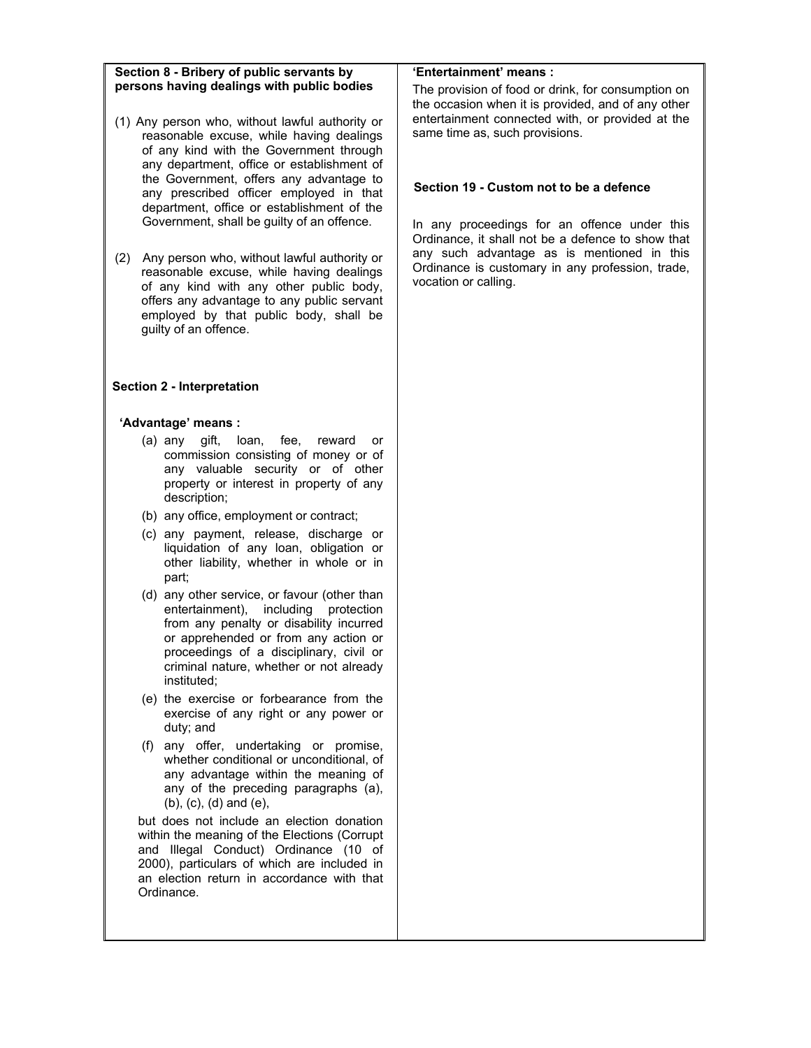**Section 8 - Bribery of public servants by persons having dealings with public bodies**

(1) Any person who, without lawful authority or reasonable excuse, while having dealings of any kind with the Government through any department, office or establishment of the Government, offers any advantage to any prescribed officer employed in that department, office or establishment of the Government, shall be guilty of an offence.

(2) Any person who, without lawful authority or reasonable excuse, while having dealings of any kind with any other public body, offers any advantage to any public servant employed by that public body, shall be guilty of an offence.

**Section 2 - Interpretation**

**'Advantage' means :**

(a) any gift, loan, fee, reward or commission consisting of money or of any valuable security or of other property or interest in property of any description;

(b) any office, employment or contract;

(c) any payment, release, discharge or liquidation of any loan, obligation or other liability, whether in whole or in part;

(d) any other service, or favour (other than entertainment), including protection from any penalty or disability incurred or apprehended or from any action or proceedings of a disciplinary, civil or criminal nature, whether or not already instituted;

(e) the exercise or forbearance from the exercise of any right or any power or duty; and

(f) any offer, undertaking or promise, whether conditional or unconditional, of any advantage within the meaning of any of the preceding paragraphs (a), (b), (c), (d) and (e),

but does not include an election donation within the meaning of the Elections (Corrupt and Illegal Conduct) Ordinance (10 of 2000), particulars of which are included in an election return in accordance with that Ordinance.

**'Entertainment' means :**

The provision of food or drink, for consumption on the occasion when it is provided, and of any other entertainment connected with, or provided at the same time as, such provisions.

**Section 19 - Custom not to be a defence**

In any proceedings for an offence under this Ordinance, it shall not be a defence to show that any such advantage as is mentioned in this Ordinance is customary in any profession, trade, vocation or calling.